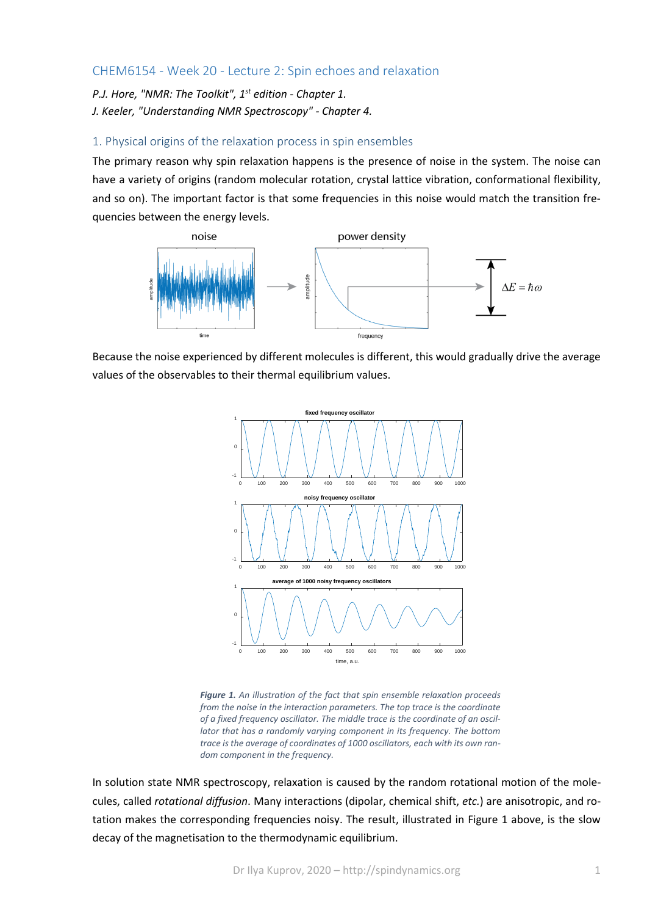## CHEM6154 - Week 20 - Lecture 2: Spin echoes and relaxation

*P.J. Hore, "NMR: The Toolkit", 1st edition - Chapter 1.*
*J. Keeler, "Understanding NMR Spectroscopy" - Chapter 4.*

### 1. Physical origins of the relaxation process in spin ensembles

The primary reason why spin relaxation happens is the presence of noise in the system. The noise can have a variety of origins (random molecular rotation, crystal lattice vibration, conformational flexibility, and so on). The important factor is that some frequencies in this noise would match the transition frequencies between the energy levels.

Because the noise experienced by different molecules is different, this would gradually drive the average values of the observables to their thermal equilibrium values.

***Figure 1.*** *An illustration of the fact that spin ensemble relaxation proceeds from the noise in the interaction parameters. The top trace is the coordinate of a fixed frequency oscillator. The middle trace is the coordinate of an oscillator that has a randomly varying component in its frequency. The bottom trace is the average of coordinates of 1000 oscillators, each with its own random component in the frequency.*

In solution state NMR spectroscopy, relaxation is caused by the random rotational motion of the molecules, called *rotational diffusion*. Many interactions (dipolar, chemical shift, *etc.*) are anisotropic, and rotation makes the corresponding frequencies noisy. The result, illustrated in Figure 1 above, is the slow decay of the magnetisation to the thermodynamic equilibrium.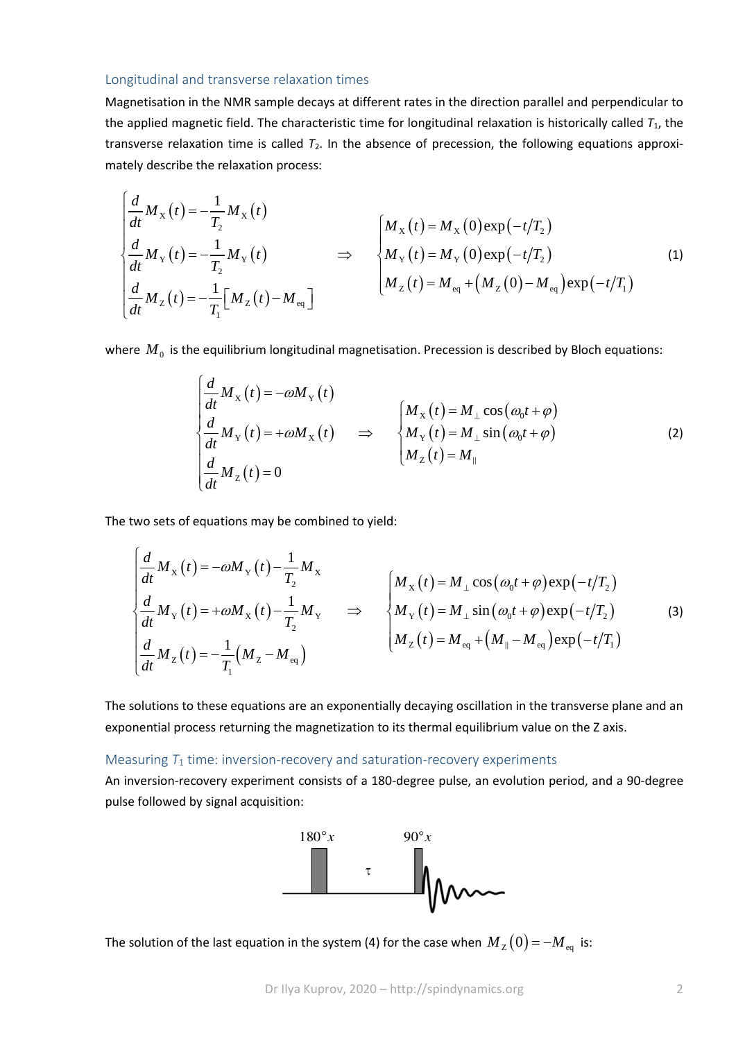## Longitudinal and transverse relaxation times

Magnetisation in the NMR sample decays at different rates in the direction parallel and perpendicular to the applied magnetic field. The characteristic time for longitudinal relaxation is historically called $T_1$, the transverse relaxation time is called $T_2$. In the absence of precession, the following equations approximately describe the relaxation process:

$$
\begin{cases}
\dfrac{d}{dt}M_X(t) = -\dfrac{1}{T_2}M_X(t) \\
\dfrac{d}{dt}M_Y(t) = -\dfrac{1}{T_2}M_Y(t) \\
\dfrac{d}{dt}M_Z(t) = -\dfrac{1}{T_1}\left[M_Z(t) - M_{\text{eq}}\right]
\end{cases}
\quad \Rightarrow \quad
\begin{cases}
M_X(t) = M_X(0)\exp(-t/T_2) \\
M_Y(t) = M_Y(0)\exp(-t/T_2) \\
M_Z(t) = M_{\text{eq}} + \left(M_Z(0) - M_{\text{eq}}\right)\exp(-t/T_1)
\end{cases}
\tag{1}
$$

where $M_0$ is the equilibrium longitudinal magnetisation. Precession is described by Bloch equations:

$$
\begin{cases}
\dfrac{d}{dt}M_X(t) = -\omega M_Y(t) \\
\dfrac{d}{dt}M_Y(t) = +\omega M_X(t) \\
\dfrac{d}{dt}M_Z(t) = 0
\end{cases}
\quad \Rightarrow \quad
\begin{cases}
M_X(t) = M_\perp \cos(\omega_0 t + \varphi) \\
M_Y(t) = M_\perp \sin(\omega_0 t + \varphi) \\
M_Z(t) = M_\parallel
\end{cases}
\tag{2}
$$

The two sets of equations may be combined to yield:

$$
\begin{cases}
\dfrac{d}{dt}M_X(t) = -\omega M_Y(t) - \dfrac{1}{T_2}M_X \\
\dfrac{d}{dt}M_Y(t) = +\omega M_X(t) - \dfrac{1}{T_2}M_Y \\
\dfrac{d}{dt}M_Z(t) = -\dfrac{1}{T_1}\left(M_Z - M_{\text{eq}}\right)
\end{cases}
\quad \Rightarrow \quad
\begin{cases}
M_X(t) = M_\perp \cos(\omega_0 t + \varphi)\exp(-t/T_2) \\
M_Y(t) = M_\perp \sin(\omega_0 t + \varphi)\exp(-t/T_2) \\
M_Z(t) = M_{\text{eq}} + \left(M_\parallel - M_{\text{eq}}\right)\exp(-t/T_1)
\end{cases}
\tag{3}
$$

The solutions to these equations are an exponentially decaying oscillation in the transverse plane and an exponential process returning the magnetization to its thermal equilibrium value on the Z axis.

## Measuring $T_1$ time: inversion-recovery and saturation-recovery experiments

An inversion-recovery experiment consists of a 180-degree pulse, an evolution period, and a 90-degree pulse followed by signal acquisition:

180°$x$ — $\tau$ — 90°$x$

The solution of the last equation in the system (4) for the case when $M_Z(0) = -M_{\text{eq}}$ is: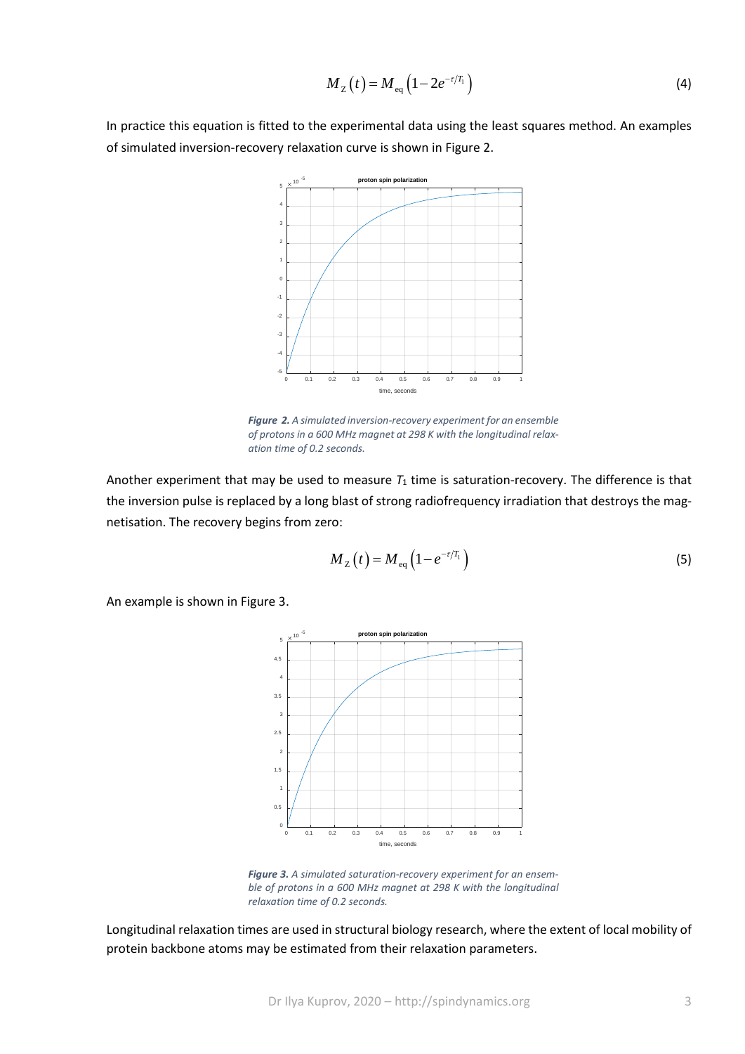$$M_{\mathrm{Z}}(t) = M_{\mathrm{eq}}\left(1 - 2e^{-\tau/T_1}\right) \tag{4}$$

In practice this equation is fitted to the experimental data using the least squares method. An examples of simulated inversion-recovery relaxation curve is shown in Figure 2.

***Figure 2.*** *A simulated inversion-recovery experiment for an ensemble of protons in a 600 MHz magnet at 298 K with the longitudinal relaxation time of 0.2 seconds.*

Another experiment that may be used to measure $T_1$ time is saturation-recovery. The difference is that the inversion pulse is replaced by a long blast of strong radiofrequency irradiation that destroys the magnetisation. The recovery begins from zero:

$$M_{\mathrm{Z}}(t) = M_{\mathrm{eq}}\left(1 - e^{-\tau/T_1}\right) \tag{5}$$

An example is shown in Figure 3.

***Figure 3.*** *A simulated saturation-recovery experiment for an ensemble of protons in a 600 MHz magnet at 298 K with the longitudinal relaxation time of 0.2 seconds.*

Longitudinal relaxation times are used in structural biology research, where the extent of local mobility of protein backbone atoms may be estimated from their relaxation parameters.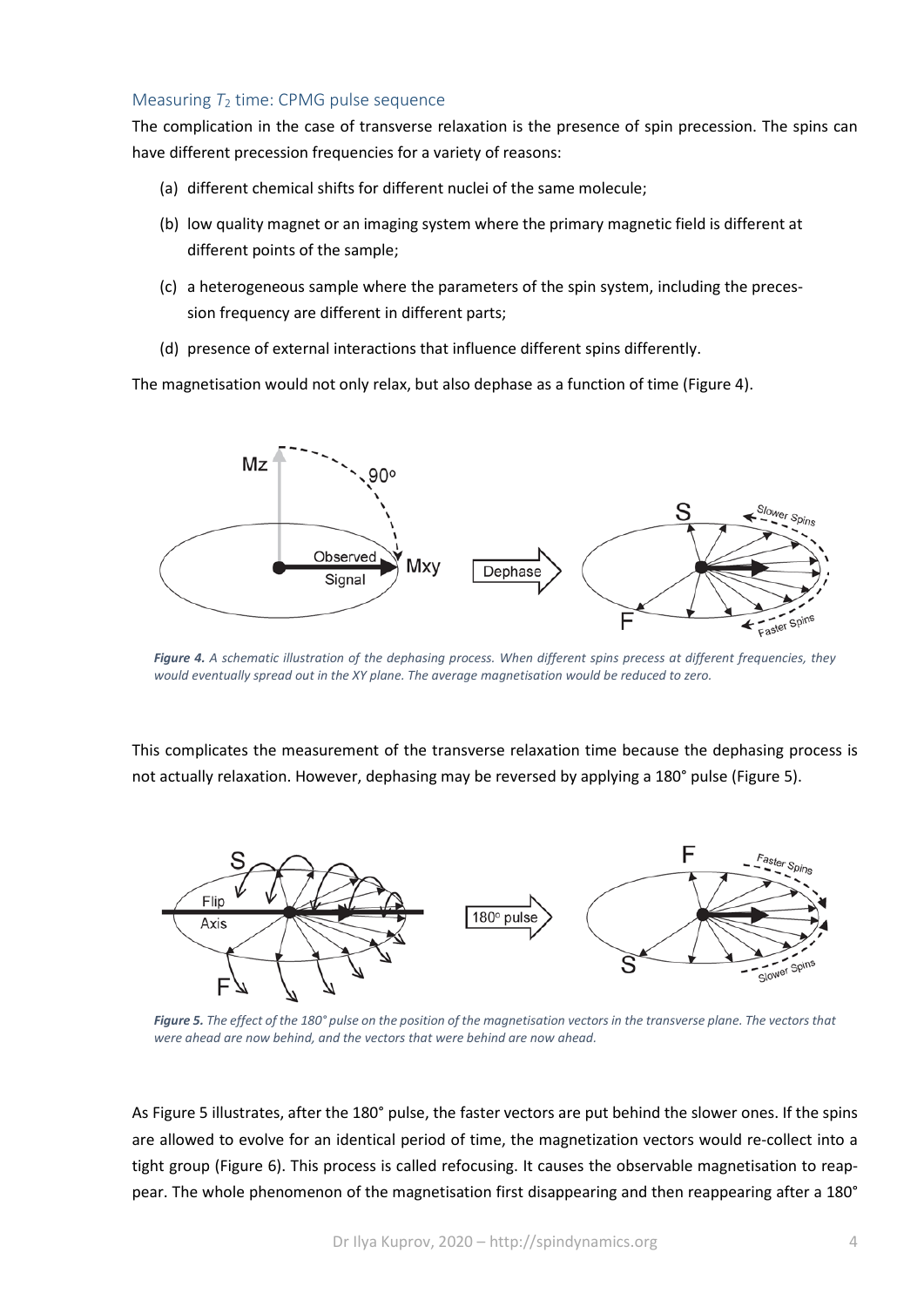### Measuring $T_2$ time: CPMG pulse sequence

The complication in the case of transverse relaxation is the presence of spin precession. The spins can have different precession frequencies for a variety of reasons:

(a) different chemical shifts for different nuclei of the same molecule;

(b) low quality magnet or an imaging system where the primary magnetic field is different at different points of the sample;

(c) a heterogeneous sample where the parameters of the spin system, including the precession frequency are different in different parts;

(d) presence of external interactions that influence different spins differently.

The magnetisation would not only relax, but also dephase as a function of time (Figure 4).

***Figure 4.*** *A schematic illustration of the dephasing process. When different spins precess at different frequencies, they would eventually spread out in the XY plane. The average magnetisation would be reduced to zero.*

This complicates the measurement of the transverse relaxation time because the dephasing process is not actually relaxation. However, dephasing may be reversed by applying a 180° pulse (Figure 5).

***Figure 5.*** *The effect of the 180° pulse on the position of the magnetisation vectors in the transverse plane. The vectors that were ahead are now behind, and the vectors that were behind are now ahead.*

As Figure 5 illustrates, after the 180° pulse, the faster vectors are put behind the slower ones. If the spins are allowed to evolve for an identical period of time, the magnetization vectors would re-collect into a tight group (Figure 6). This process is called refocusing. It causes the observable magnetisation to reappear. The whole phenomenon of the magnetisation first disappearing and then reappearing after a 180°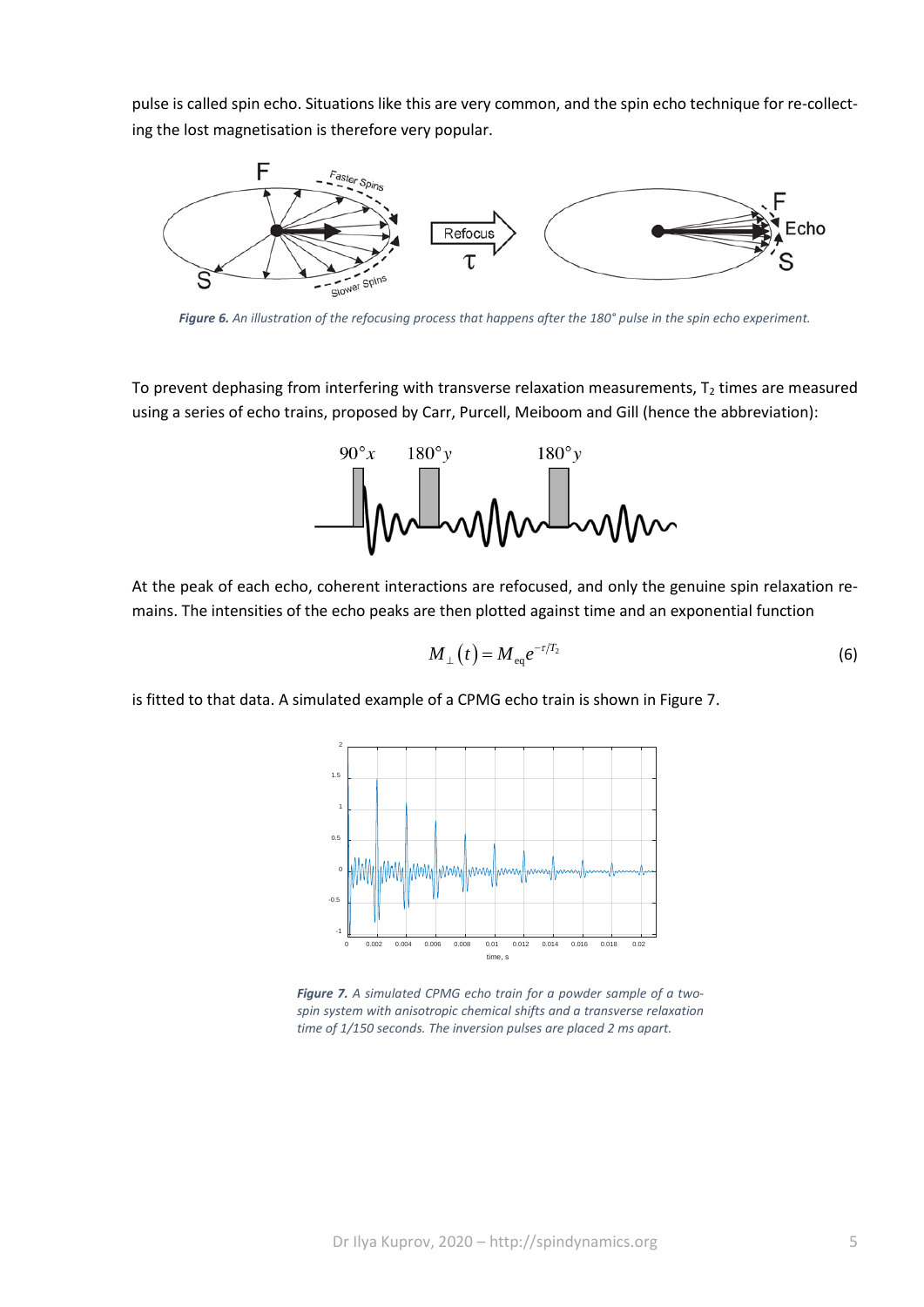pulse is called spin echo. Situations like this are very common, and the spin echo technique for re-collecting the lost magnetisation is therefore very popular.

F

Faster Spins

S

Slower Spins

Refocus

$\tau$

F

Echo

S

***Figure 6.*** *An illustration of the refocusing process that happens after the 180° pulse in the spin echo experiment.*

To prevent dephasing from interfering with transverse relaxation measurements, $T_2$ times are measured using a series of echo trains, proposed by Carr, Purcell, Meiboom and Gill (hence the abbreviation):

$90°x$ $180°y$ $180°y$

At the peak of each echo, coherent interactions are refocused, and only the genuine spin relaxation remains. The intensities of the echo peaks are then plotted against time and an exponential function

$$M_{\perp}(t) = M_{\text{eq}} e^{-\tau/T_2} \tag{6}$$

is fitted to that data. A simulated example of a CPMG echo train is shown in Figure 7.

2
1.5
1
0.5
0
-0.5
-1

0 0.002 0.004 0.006 0.008 0.01 0.012 0.014 0.016 0.018 0.02

time, s

***Figure 7.*** *A simulated CPMG echo train for a powder sample of a two-spin system with anisotropic chemical shifts and a transverse relaxation time of 1/150 seconds. The inversion pulses are placed 2 ms apart.*